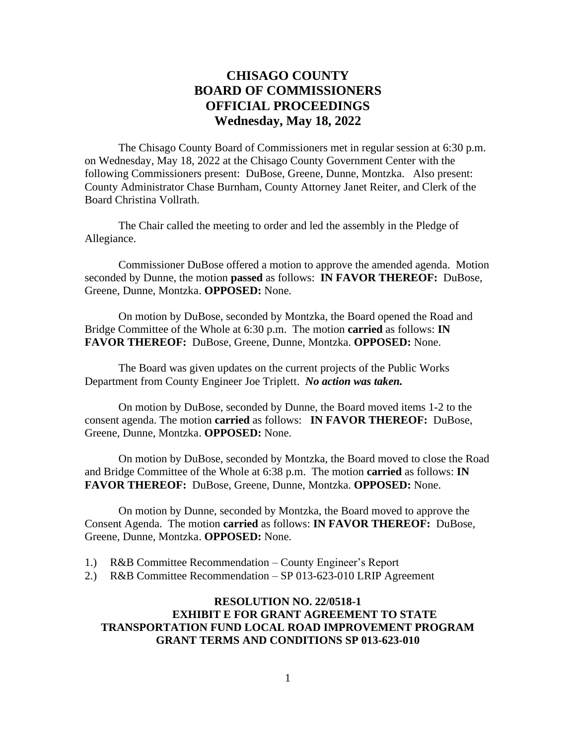# CHISAGO COUNTY
# BOARD OF COMMISSIONERS
# OFFICIAL PROCEEDINGS
# Wednesday, May 18, 2022

The Chisago County Board of Commissioners met in regular session at 6:30 p.m. on Wednesday, May 18, 2022 at the Chisago County Government Center with the following Commissioners present: DuBose, Greene, Dunne, Montzka. Also present: County Administrator Chase Burnham, County Attorney Janet Reiter, and Clerk of the Board Christina Vollrath.

The Chair called the meeting to order and led the assembly in the Pledge of Allegiance.

Commissioner DuBose offered a motion to approve the amended agenda. Motion seconded by Dunne, the motion **passed** as follows: **IN FAVOR THEREOF:** DuBose, Greene, Dunne, Montzka. **OPPOSED:** None.

On motion by DuBose, seconded by Montzka, the Board opened the Road and Bridge Committee of the Whole at 6:30 p.m. The motion **carried** as follows: **IN FAVOR THEREOF:** DuBose, Greene, Dunne, Montzka. **OPPOSED:** None.

The Board was given updates on the current projects of the Public Works Department from County Engineer Joe Triplett. ***No action was taken.***

On motion by DuBose, seconded by Dunne, the Board moved items 1-2 to the consent agenda. The motion **carried** as follows: **IN FAVOR THEREOF:** DuBose, Greene, Dunne, Montzka. **OPPOSED:** None.

On motion by DuBose, seconded by Montzka, the Board moved to close the Road and Bridge Committee of the Whole at 6:38 p.m. The motion **carried** as follows: **IN FAVOR THEREOF:** DuBose, Greene, Dunne, Montzka. **OPPOSED:** None.

On motion by Dunne, seconded by Montzka, the Board moved to approve the Consent Agenda. The motion **carried** as follows: **IN FAVOR THEREOF:** DuBose, Greene, Dunne, Montzka. **OPPOSED:** None.

1.) R&B Committee Recommendation – County Engineer's Report
2.) R&B Committee Recommendation – SP 013-623-010 LRIP Agreement

### RESOLUTION NO. 22/0518-1
### EXHIBIT E FOR GRANT AGREEMENT TO STATE TRANSPORTATION FUND LOCAL ROAD IMPROVEMENT PROGRAM GRANT TERMS AND CONDITIONS SP 013-623-010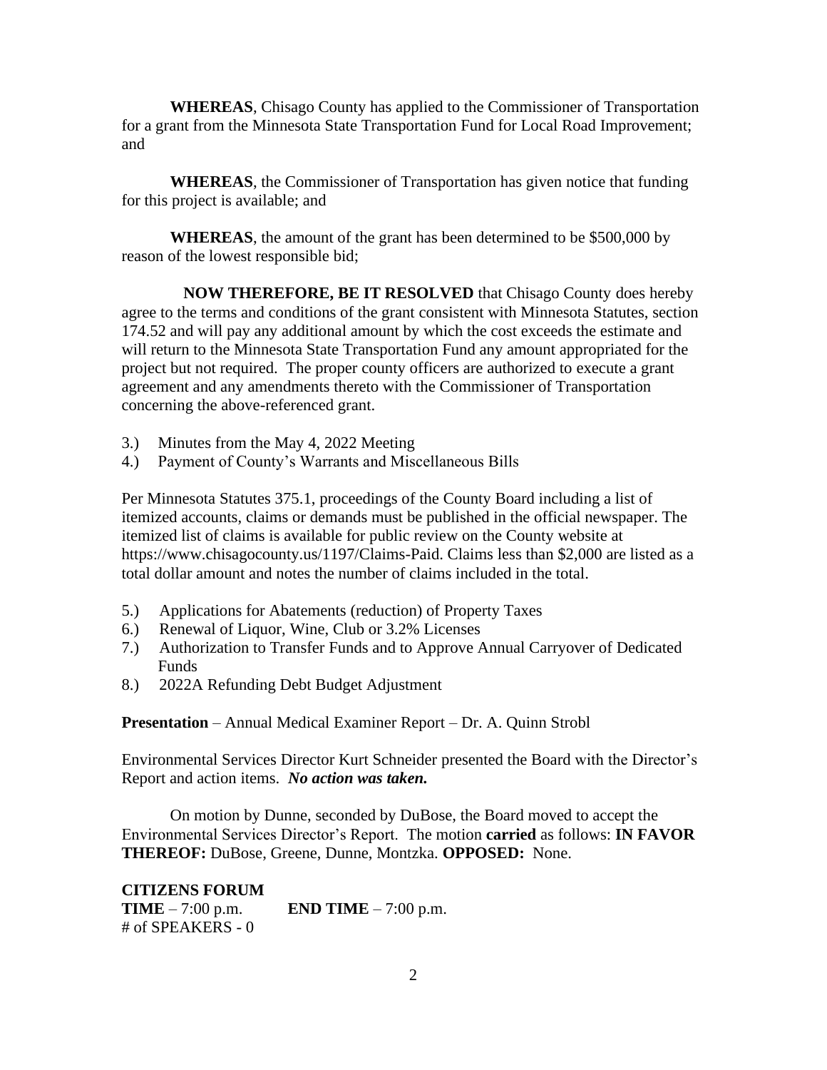**WHEREAS**, Chisago County has applied to the Commissioner of Transportation for a grant from the Minnesota State Transportation Fund for Local Road Improvement; and

**WHEREAS**, the Commissioner of Transportation has given notice that funding for this project is available; and

**WHEREAS**, the amount of the grant has been determined to be $500,000 by reason of the lowest responsible bid;

**NOW THEREFORE, BE IT RESOLVED** that Chisago County does hereby agree to the terms and conditions of the grant consistent with Minnesota Statutes, section 174.52 and will pay any additional amount by which the cost exceeds the estimate and will return to the Minnesota State Transportation Fund any amount appropriated for the project but not required. The proper county officers are authorized to execute a grant agreement and any amendments thereto with the Commissioner of Transportation concerning the above-referenced grant.

3.) Minutes from the May 4, 2022 Meeting
4.) Payment of County's Warrants and Miscellaneous Bills

Per Minnesota Statutes 375.1, proceedings of the County Board including a list of itemized accounts, claims or demands must be published in the official newspaper. The itemized list of claims is available for public review on the County website at https://www.chisagocounty.us/1197/Claims-Paid. Claims less than $2,000 are listed as a total dollar amount and notes the number of claims included in the total.

5.) Applications for Abatements (reduction) of Property Taxes
6.) Renewal of Liquor, Wine, Club or 3.2% Licenses
7.) Authorization to Transfer Funds and to Approve Annual Carryover of Dedicated Funds
8.) 2022A Refunding Debt Budget Adjustment

**Presentation** – Annual Medical Examiner Report – Dr. A. Quinn Strobl

Environmental Services Director Kurt Schneider presented the Board with the Director's Report and action items. ***No action was taken.***

On motion by Dunne, seconded by DuBose, the Board moved to accept the Environmental Services Director's Report. The motion **carried** as follows: **IN FAVOR THEREOF:** DuBose, Greene, Dunne, Montzka. **OPPOSED:** None.

**CITIZENS FORUM**
**TIME** – 7:00 p.m. **END TIME** – 7:00 p.m.
# of SPEAKERS - 0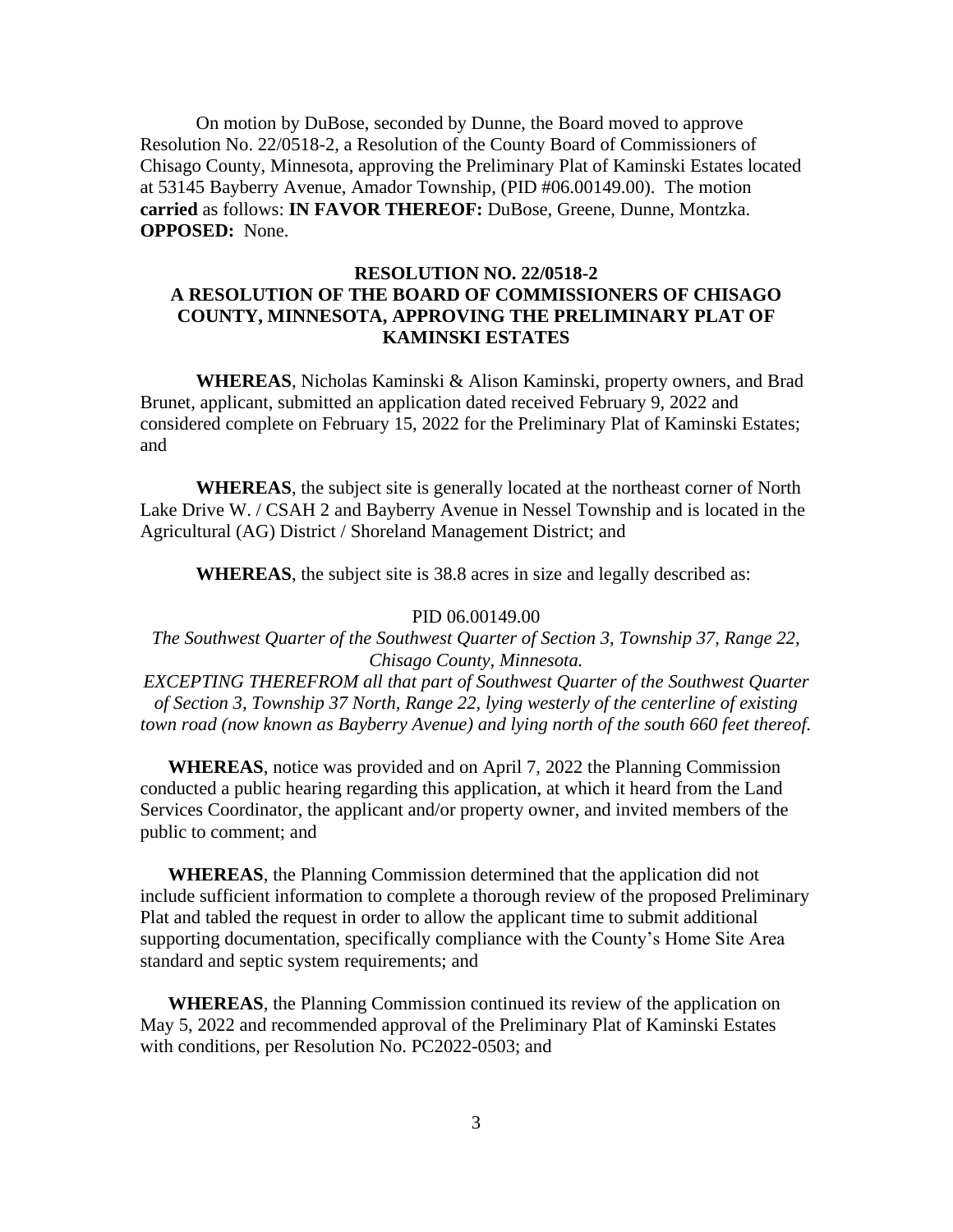On motion by DuBose, seconded by Dunne, the Board moved to approve Resolution No. 22/0518-2, a Resolution of the County Board of Commissioners of Chisago County, Minnesota, approving the Preliminary Plat of Kaminski Estates located at 53145 Bayberry Avenue, Amador Township, (PID #06.00149.00). The motion **carried** as follows: **IN FAVOR THEREOF:** DuBose, Greene, Dunne, Montzka. **OPPOSED:** None.

**RESOLUTION NO. 22/0518-2**
**A RESOLUTION OF THE BOARD OF COMMISSIONERS OF CHISAGO COUNTY, MINNESOTA, APPROVING THE PRELIMINARY PLAT OF KAMINSKI ESTATES**

**WHEREAS**, Nicholas Kaminski & Alison Kaminski, property owners, and Brad Brunet, applicant, submitted an application dated received February 9, 2022 and considered complete on February 15, 2022 for the Preliminary Plat of Kaminski Estates; and

**WHEREAS**, the subject site is generally located at the northeast corner of North Lake Drive W. / CSAH 2 and Bayberry Avenue in Nessel Township and is located in the Agricultural (AG) District / Shoreland Management District; and

**WHEREAS**, the subject site is 38.8 acres in size and legally described as:

PID 06.00149.00

*The Southwest Quarter of the Southwest Quarter of Section 3, Township 37, Range 22, Chisago County, Minnesota.*
*EXCEPTING THEREFROM all that part of Southwest Quarter of the Southwest Quarter of Section 3, Township 37 North, Range 22, lying westerly of the centerline of existing town road (now known as Bayberry Avenue) and lying north of the south 660 feet thereof.*

**WHEREAS**, notice was provided and on April 7, 2022 the Planning Commission conducted a public hearing regarding this application, at which it heard from the Land Services Coordinator, the applicant and/or property owner, and invited members of the public to comment; and

**WHEREAS**, the Planning Commission determined that the application did not include sufficient information to complete a thorough review of the proposed Preliminary Plat and tabled the request in order to allow the applicant time to submit additional supporting documentation, specifically compliance with the County's Home Site Area standard and septic system requirements; and

**WHEREAS**, the Planning Commission continued its review of the application on May 5, 2022 and recommended approval of the Preliminary Plat of Kaminski Estates with conditions, per Resolution No. PC2022-0503; and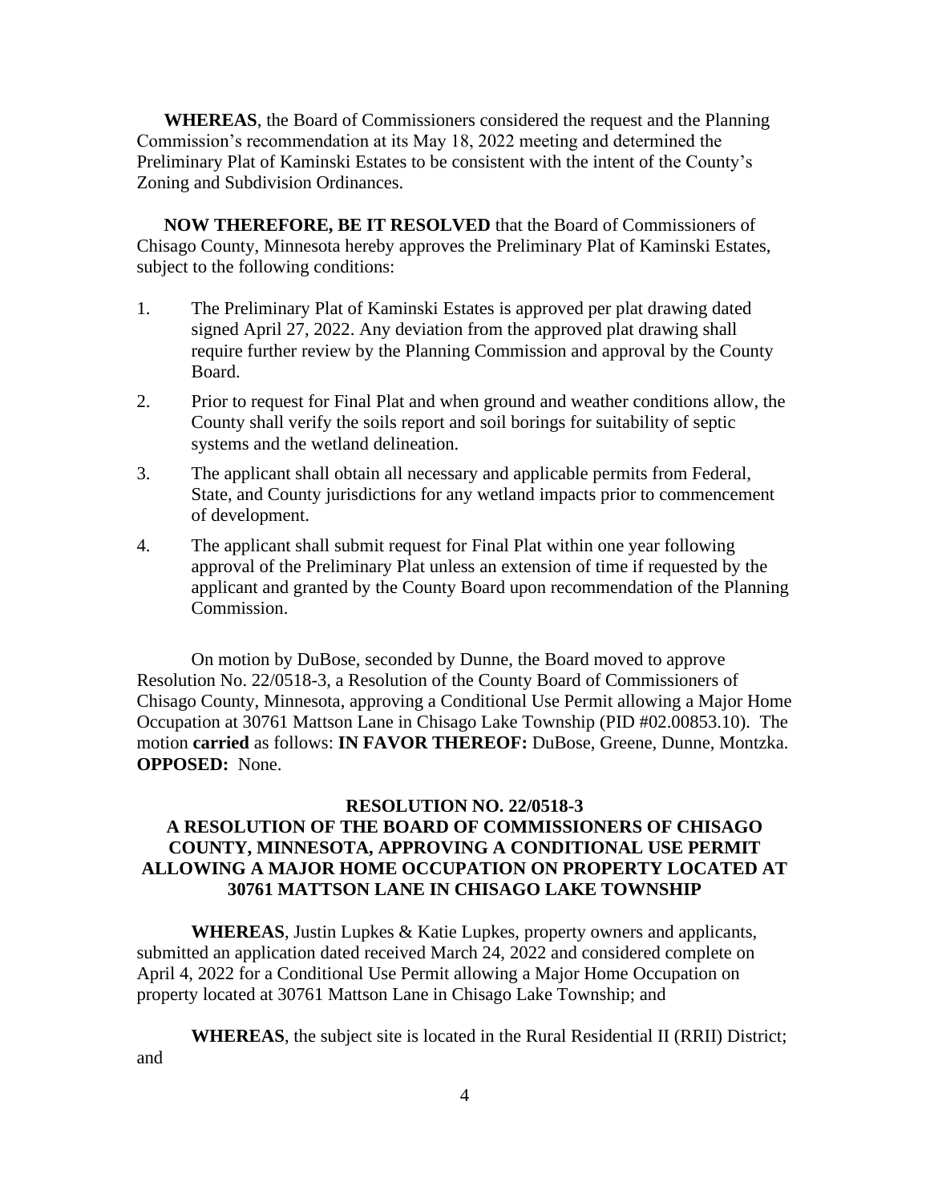**WHEREAS**, the Board of Commissioners considered the request and the Planning Commission's recommendation at its May 18, 2022 meeting and determined the Preliminary Plat of Kaminski Estates to be consistent with the intent of the County's Zoning and Subdivision Ordinances.

**NOW THEREFORE, BE IT RESOLVED** that the Board of Commissioners of Chisago County, Minnesota hereby approves the Preliminary Plat of Kaminski Estates, subject to the following conditions:

1. The Preliminary Plat of Kaminski Estates is approved per plat drawing dated signed April 27, 2022. Any deviation from the approved plat drawing shall require further review by the Planning Commission and approval by the County Board.
2. Prior to request for Final Plat and when ground and weather conditions allow, the County shall verify the soils report and soil borings for suitability of septic systems and the wetland delineation.
3. The applicant shall obtain all necessary and applicable permits from Federal, State, and County jurisdictions for any wetland impacts prior to commencement of development.
4. The applicant shall submit request for Final Plat within one year following approval of the Preliminary Plat unless an extension of time if requested by the applicant and granted by the County Board upon recommendation of the Planning Commission.

On motion by DuBose, seconded by Dunne, the Board moved to approve Resolution No. 22/0518-3, a Resolution of the County Board of Commissioners of Chisago County, Minnesota, approving a Conditional Use Permit allowing a Major Home Occupation at 30761 Mattson Lane in Chisago Lake Township (PID #02.00853.10). The motion **carried** as follows: **IN FAVOR THEREOF:** DuBose, Greene, Dunne, Montzka. **OPPOSED:** None.

**RESOLUTION NO. 22/0518-3**
**A RESOLUTION OF THE BOARD OF COMMISSIONERS OF CHISAGO COUNTY, MINNESOTA, APPROVING A CONDITIONAL USE PERMIT ALLOWING A MAJOR HOME OCCUPATION ON PROPERTY LOCATED AT 30761 MATTSON LANE IN CHISAGO LAKE TOWNSHIP**

**WHEREAS**, Justin Lupkes & Katie Lupkes, property owners and applicants, submitted an application dated received March 24, 2022 and considered complete on April 4, 2022 for a Conditional Use Permit allowing a Major Home Occupation on property located at 30761 Mattson Lane in Chisago Lake Township; and

**WHEREAS**, the subject site is located in the Rural Residential II (RRII) District; and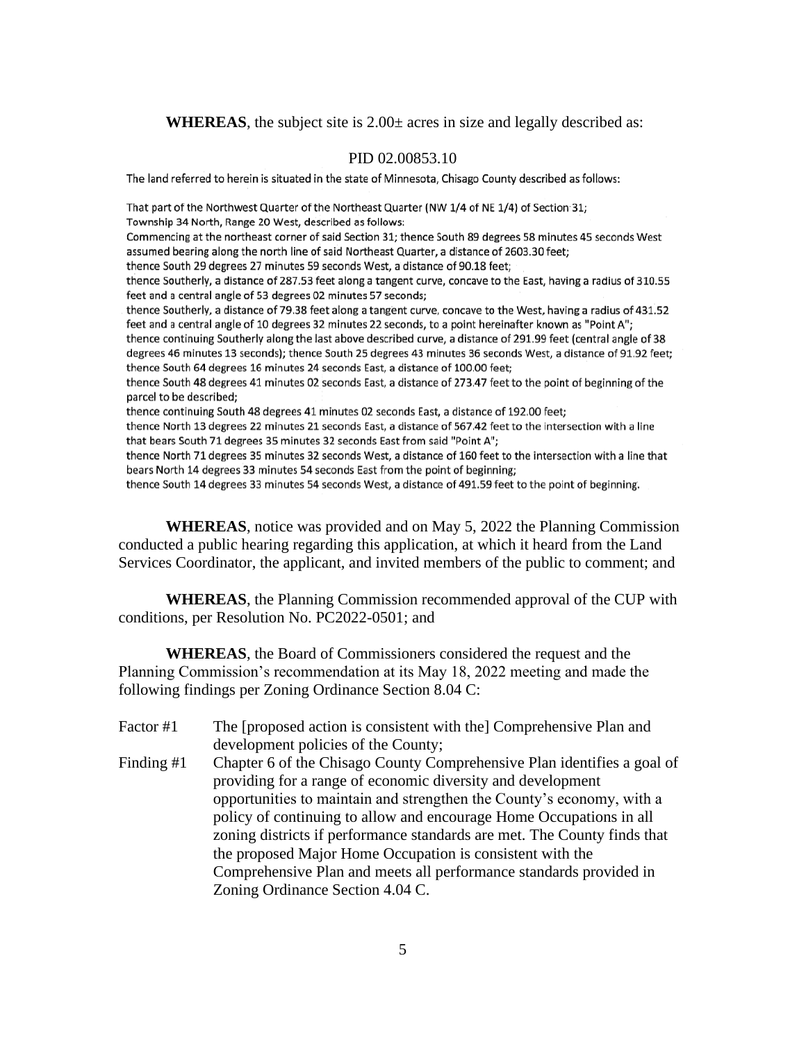**WHEREAS**, the subject site is 2.00± acres in size and legally described as:

PID 02.00853.10

The land referred to herein is situated in the state of Minnesota, Chisago County described as follows:

That part of the Northwest Quarter of the Northeast Quarter (NW 1/4 of NE 1/4) of Section 31; Township 34 North, Range 20 West, described as follows:
Commencing at the northeast corner of said Section 31; thence South 89 degrees 58 minutes 45 seconds West assumed bearing along the north line of said Northeast Quarter, a distance of 2603.30 feet;
thence South 29 degrees 27 minutes 59 seconds West, a distance of 90.18 feet;
thence Southerly, a distance of 287.53 feet along a tangent curve, concave to the East, having a radius of 310.55 feet and a central angle of 53 degrees 02 minutes 57 seconds;
thence Southerly, a distance of 79.38 feet along a tangent curve, concave to the West, having a radius of 431.52 feet and a central angle of 10 degrees 32 minutes 22 seconds, to a point hereinafter known as "Point A";
thence continuing Southerly along the last above described curve, a distance of 291.99 feet (central angle of 38 degrees 46 minutes 13 seconds); thence South 25 degrees 43 minutes 36 seconds West, a distance of 91.92 feet;
thence South 64 degrees 16 minutes 24 seconds East, a distance of 100.00 feet;
thence South 48 degrees 41 minutes 02 seconds East, a distance of 273.47 feet to the point of beginning of the parcel to be described;
thence continuing South 48 degrees 41 minutes 02 seconds East, a distance of 192.00 feet;
thence North 13 degrees 22 minutes 21 seconds East, a distance of 567.42 feet to the intersection with a line that bears South 71 degrees 35 minutes 32 seconds East from said "Point A";
thence North 71 degrees 35 minutes 32 seconds West, a distance of 160 feet to the intersection with a line that bears North 14 degrees 33 minutes 54 seconds East from the point of beginning;
thence South 14 degrees 33 minutes 54 seconds West, a distance of 491.59 feet to the point of beginning.

**WHEREAS**, notice was provided and on May 5, 2022 the Planning Commission conducted a public hearing regarding this application, at which it heard from the Land Services Coordinator, the applicant, and invited members of the public to comment; and

**WHEREAS**, the Planning Commission recommended approval of the CUP with conditions, per Resolution No. PC2022-0501; and

**WHEREAS**, the Board of Commissioners considered the request and the Planning Commission's recommendation at its May 18, 2022 meeting and made the following findings per Zoning Ordinance Section 8.04 C:

Factor #1 The [proposed action is consistent with the] Comprehensive Plan and development policies of the County;

Finding #1 Chapter 6 of the Chisago County Comprehensive Plan identifies a goal of providing for a range of economic diversity and development opportunities to maintain and strengthen the County's economy, with a policy of continuing to allow and encourage Home Occupations in all zoning districts if performance standards are met. The County finds that the proposed Major Home Occupation is consistent with the Comprehensive Plan and meets all performance standards provided in Zoning Ordinance Section 4.04 C.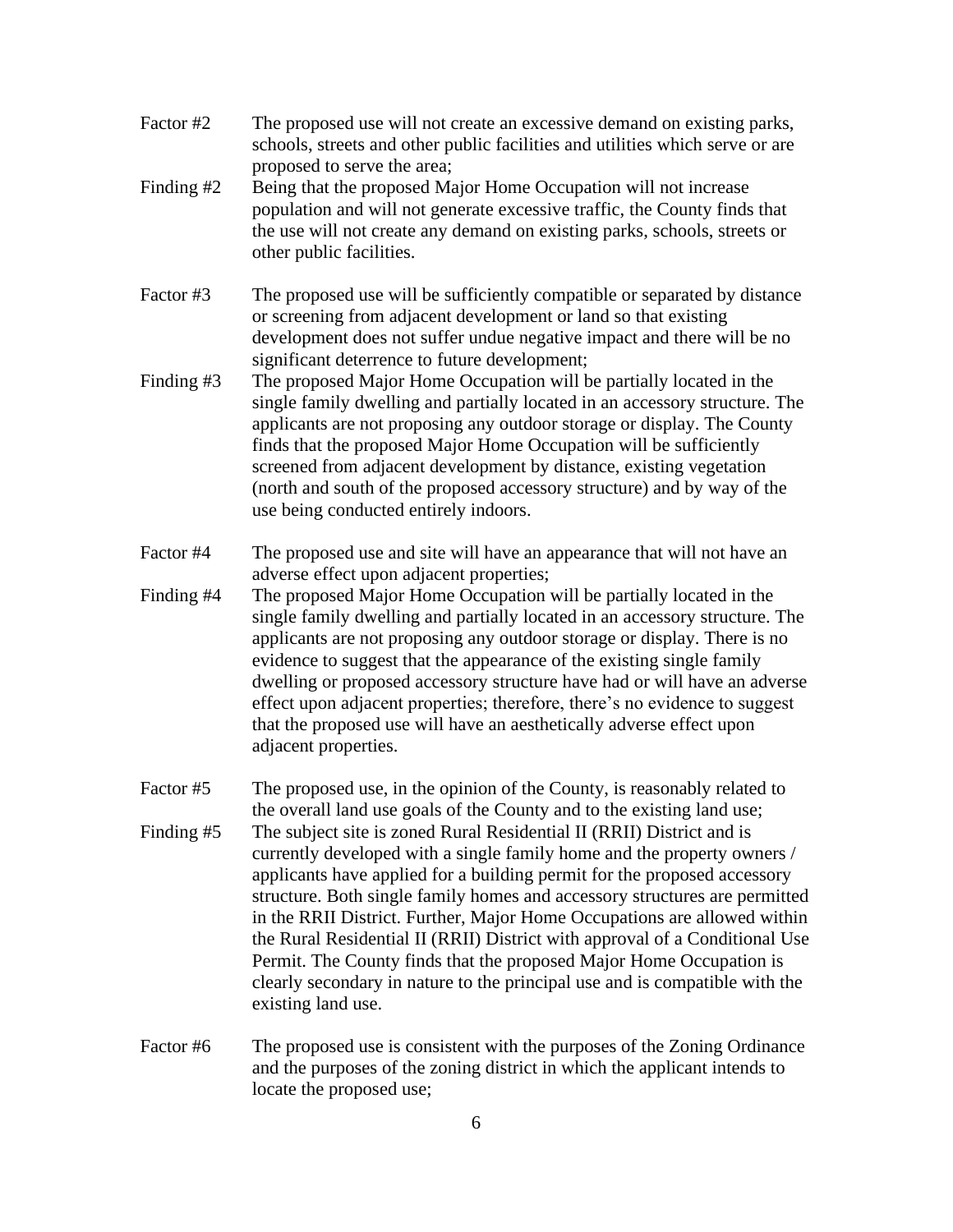Factor #2 The proposed use will not create an excessive demand on existing parks, schools, streets and other public facilities and utilities which serve or are proposed to serve the area;

Finding #2 Being that the proposed Major Home Occupation will not increase population and will not generate excessive traffic, the County finds that the use will not create any demand on existing parks, schools, streets or other public facilities.

Factor #3 The proposed use will be sufficiently compatible or separated by distance or screening from adjacent development or land so that existing development does not suffer undue negative impact and there will be no significant deterrence to future development;

Finding #3 The proposed Major Home Occupation will be partially located in the single family dwelling and partially located in an accessory structure. The applicants are not proposing any outdoor storage or display. The County finds that the proposed Major Home Occupation will be sufficiently screened from adjacent development by distance, existing vegetation (north and south of the proposed accessory structure) and by way of the use being conducted entirely indoors.

Factor #4 The proposed use and site will have an appearance that will not have an adverse effect upon adjacent properties;

Finding #4 The proposed Major Home Occupation will be partially located in the single family dwelling and partially located in an accessory structure. The applicants are not proposing any outdoor storage or display. There is no evidence to suggest that the appearance of the existing single family dwelling or proposed accessory structure have had or will have an adverse effect upon adjacent properties; therefore, there's no evidence to suggest that the proposed use will have an aesthetically adverse effect upon adjacent properties.

Factor #5 The proposed use, in the opinion of the County, is reasonably related to the overall land use goals of the County and to the existing land use;

Finding #5 The subject site is zoned Rural Residential II (RRII) District and is currently developed with a single family home and the property owners / applicants have applied for a building permit for the proposed accessory structure. Both single family homes and accessory structures are permitted in the RRII District. Further, Major Home Occupations are allowed within the Rural Residential II (RRII) District with approval of a Conditional Use Permit. The County finds that the proposed Major Home Occupation is clearly secondary in nature to the principal use and is compatible with the existing land use.

Factor #6 The proposed use is consistent with the purposes of the Zoning Ordinance and the purposes of the zoning district in which the applicant intends to locate the proposed use;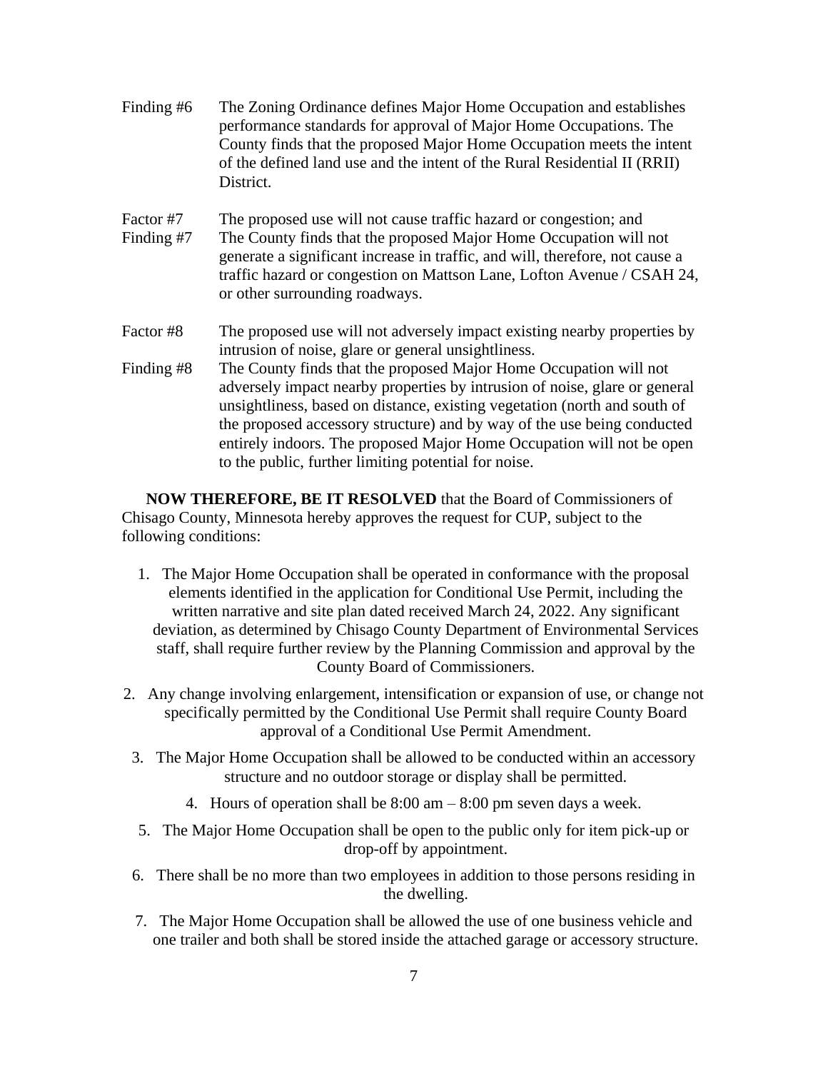Finding #6 The Zoning Ordinance defines Major Home Occupation and establishes performance standards for approval of Major Home Occupations. The County finds that the proposed Major Home Occupation meets the intent of the defined land use and the intent of the Rural Residential II (RRII) District.

Factor #7 The proposed use will not cause traffic hazard or congestion; and

Finding #7 The County finds that the proposed Major Home Occupation will not generate a significant increase in traffic, and will, therefore, not cause a traffic hazard or congestion on Mattson Lane, Lofton Avenue / CSAH 24, or other surrounding roadways.

Factor #8 The proposed use will not adversely impact existing nearby properties by intrusion of noise, glare or general unsightliness.

Finding #8 The County finds that the proposed Major Home Occupation will not adversely impact nearby properties by intrusion of noise, glare or general unsightliness, based on distance, existing vegetation (north and south of the proposed accessory structure) and by way of the use being conducted entirely indoors. The proposed Major Home Occupation will not be open to the public, further limiting potential for noise.

**NOW THEREFORE, BE IT RESOLVED** that the Board of Commissioners of Chisago County, Minnesota hereby approves the request for CUP, subject to the following conditions:

1. The Major Home Occupation shall be operated in conformance with the proposal elements identified in the application for Conditional Use Permit, including the written narrative and site plan dated received March 24, 2022. Any significant deviation, as determined by Chisago County Department of Environmental Services staff, shall require further review by the Planning Commission and approval by the County Board of Commissioners.
2. Any change involving enlargement, intensification or expansion of use, or change not specifically permitted by the Conditional Use Permit shall require County Board approval of a Conditional Use Permit Amendment.
3. The Major Home Occupation shall be allowed to be conducted within an accessory structure and no outdoor storage or display shall be permitted.
4. Hours of operation shall be 8:00 am – 8:00 pm seven days a week.
5. The Major Home Occupation shall be open to the public only for item pick-up or drop-off by appointment.
6. There shall be no more than two employees in addition to those persons residing in the dwelling.
7. The Major Home Occupation shall be allowed the use of one business vehicle and one trailer and both shall be stored inside the attached garage or accessory structure.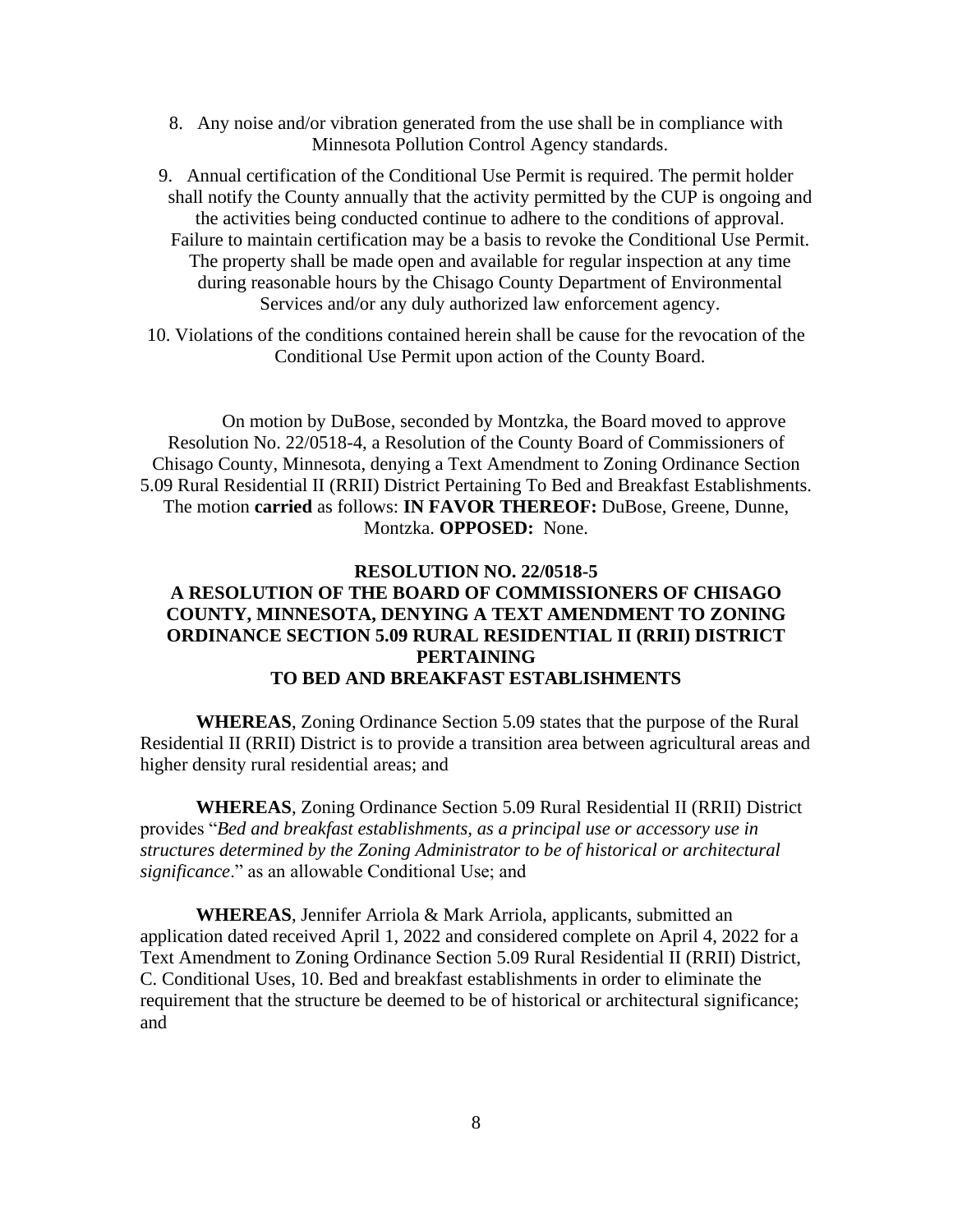8. Any noise and/or vibration generated from the use shall be in compliance with Minnesota Pollution Control Agency standards.

9. Annual certification of the Conditional Use Permit is required. The permit holder shall notify the County annually that the activity permitted by the CUP is ongoing and the activities being conducted continue to adhere to the conditions of approval. Failure to maintain certification may be a basis to revoke the Conditional Use Permit. The property shall be made open and available for regular inspection at any time during reasonable hours by the Chisago County Department of Environmental Services and/or any duly authorized law enforcement agency.

10. Violations of the conditions contained herein shall be cause for the revocation of the Conditional Use Permit upon action of the County Board.

On motion by DuBose, seconded by Montzka, the Board moved to approve Resolution No. 22/0518-4, a Resolution of the County Board of Commissioners of Chisago County, Minnesota, denying a Text Amendment to Zoning Ordinance Section 5.09 Rural Residential II (RRII) District Pertaining To Bed and Breakfast Establishments. The motion **carried** as follows: **IN FAVOR THEREOF:** DuBose, Greene, Dunne, Montzka. **OPPOSED:** None.

**RESOLUTION NO. 22/0518-5**
**A RESOLUTION OF THE BOARD OF COMMISSIONERS OF CHISAGO COUNTY, MINNESOTA, DENYING A TEXT AMENDMENT TO ZONING ORDINANCE SECTION 5.09 RURAL RESIDENTIAL II (RRII) DISTRICT PERTAINING TO BED AND BREAKFAST ESTABLISHMENTS**

**WHEREAS**, Zoning Ordinance Section 5.09 states that the purpose of the Rural Residential II (RRII) District is to provide a transition area between agricultural areas and higher density rural residential areas; and

**WHEREAS**, Zoning Ordinance Section 5.09 Rural Residential II (RRII) District provides "*Bed and breakfast establishments, as a principal use or accessory use in structures determined by the Zoning Administrator to be of historical or architectural significance*." as an allowable Conditional Use; and

**WHEREAS**, Jennifer Arriola & Mark Arriola, applicants, submitted an application dated received April 1, 2022 and considered complete on April 4, 2022 for a Text Amendment to Zoning Ordinance Section 5.09 Rural Residential II (RRII) District, C. Conditional Uses, 10. Bed and breakfast establishments in order to eliminate the requirement that the structure be deemed to be of historical or architectural significance; and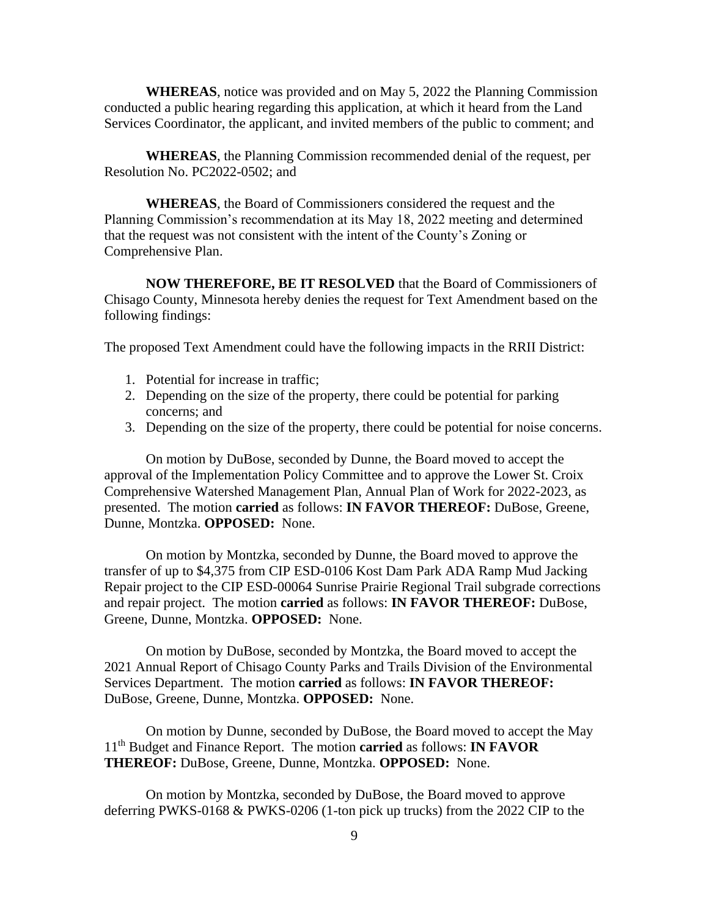**WHEREAS**, notice was provided and on May 5, 2022 the Planning Commission conducted a public hearing regarding this application, at which it heard from the Land Services Coordinator, the applicant, and invited members of the public to comment; and

**WHEREAS**, the Planning Commission recommended denial of the request, per Resolution No. PC2022-0502; and

**WHEREAS**, the Board of Commissioners considered the request and the Planning Commission's recommendation at its May 18, 2022 meeting and determined that the request was not consistent with the intent of the County's Zoning or Comprehensive Plan.

**NOW THEREFORE, BE IT RESOLVED** that the Board of Commissioners of Chisago County, Minnesota hereby denies the request for Text Amendment based on the following findings:

The proposed Text Amendment could have the following impacts in the RRII District:

1. Potential for increase in traffic;
2. Depending on the size of the property, there could be potential for parking concerns; and
3. Depending on the size of the property, there could be potential for noise concerns.

On motion by DuBose, seconded by Dunne, the Board moved to accept the approval of the Implementation Policy Committee and to approve the Lower St. Croix Comprehensive Watershed Management Plan, Annual Plan of Work for 2022-2023, as presented. The motion **carried** as follows: **IN FAVOR THEREOF:** DuBose, Greene, Dunne, Montzka. **OPPOSED:** None.

On motion by Montzka, seconded by Dunne, the Board moved to approve the transfer of up to $4,375 from CIP ESD-0106 Kost Dam Park ADA Ramp Mud Jacking Repair project to the CIP ESD-00064 Sunrise Prairie Regional Trail subgrade corrections and repair project. The motion **carried** as follows: **IN FAVOR THEREOF:** DuBose, Greene, Dunne, Montzka. **OPPOSED:** None.

On motion by DuBose, seconded by Montzka, the Board moved to accept the 2021 Annual Report of Chisago County Parks and Trails Division of the Environmental Services Department. The motion **carried** as follows: **IN FAVOR THEREOF:** DuBose, Greene, Dunne, Montzka. **OPPOSED:** None.

On motion by Dunne, seconded by DuBose, the Board moved to accept the May 11th Budget and Finance Report. The motion **carried** as follows: **IN FAVOR THEREOF:** DuBose, Greene, Dunne, Montzka. **OPPOSED:** None.

On motion by Montzka, seconded by DuBose, the Board moved to approve deferring PWKS-0168 & PWKS-0206 (1-ton pick up trucks) from the 2022 CIP to the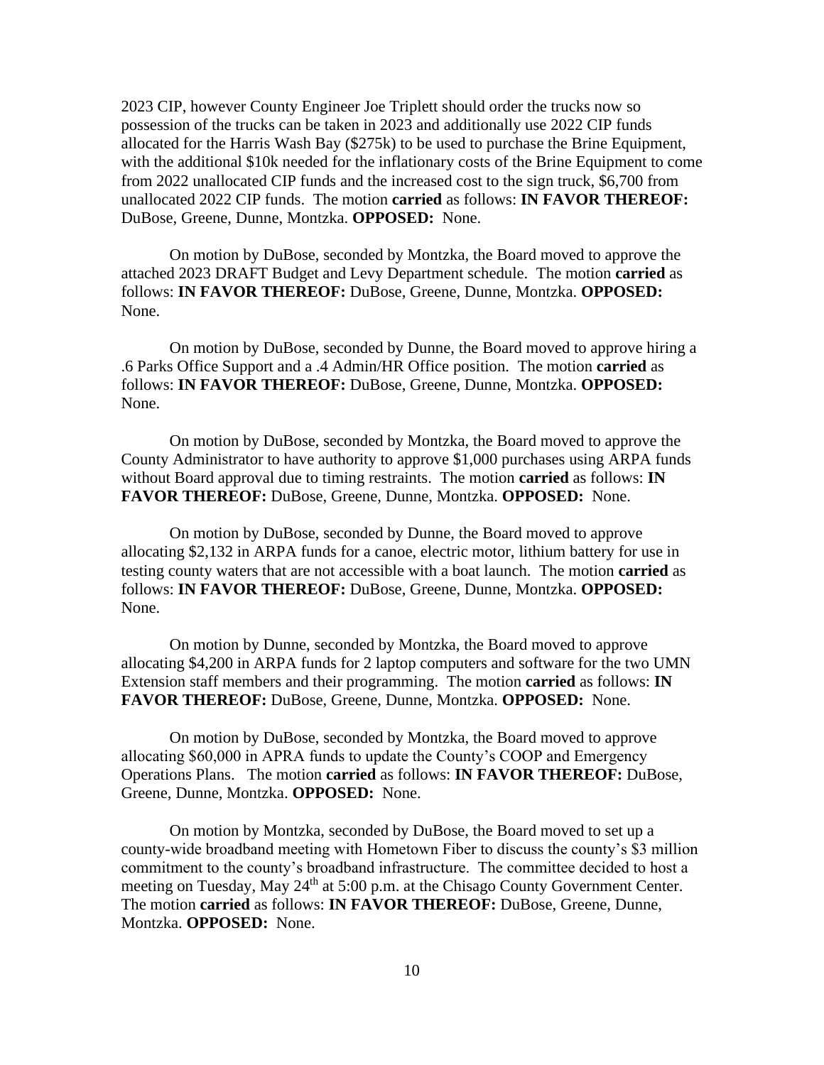2023 CIP, however County Engineer Joe Triplett should order the trucks now so possession of the trucks can be taken in 2023 and additionally use 2022 CIP funds allocated for the Harris Wash Bay ($275k) to be used to purchase the Brine Equipment, with the additional $10k needed for the inflationary costs of the Brine Equipment to come from 2022 unallocated CIP funds and the increased cost to the sign truck, $6,700 from unallocated 2022 CIP funds. The motion **carried** as follows: **IN FAVOR THEREOF:** DuBose, Greene, Dunne, Montzka. **OPPOSED:** None.

On motion by DuBose, seconded by Montzka, the Board moved to approve the attached 2023 DRAFT Budget and Levy Department schedule. The motion **carried** as follows: **IN FAVOR THEREOF:** DuBose, Greene, Dunne, Montzka. **OPPOSED:** None.

On motion by DuBose, seconded by Dunne, the Board moved to approve hiring a .6 Parks Office Support and a .4 Admin/HR Office position. The motion **carried** as follows: **IN FAVOR THEREOF:** DuBose, Greene, Dunne, Montzka. **OPPOSED:** None.

On motion by DuBose, seconded by Montzka, the Board moved to approve the County Administrator to have authority to approve $1,000 purchases using ARPA funds without Board approval due to timing restraints. The motion **carried** as follows: **IN FAVOR THEREOF:** DuBose, Greene, Dunne, Montzka. **OPPOSED:** None.

On motion by DuBose, seconded by Dunne, the Board moved to approve allocating $2,132 in ARPA funds for a canoe, electric motor, lithium battery for use in testing county waters that are not accessible with a boat launch. The motion **carried** as follows: **IN FAVOR THEREOF:** DuBose, Greene, Dunne, Montzka. **OPPOSED:** None.

On motion by Dunne, seconded by Montzka, the Board moved to approve allocating $4,200 in ARPA funds for 2 laptop computers and software for the two UMN Extension staff members and their programming. The motion **carried** as follows: **IN FAVOR THEREOF:** DuBose, Greene, Dunne, Montzka. **OPPOSED:** None.

On motion by DuBose, seconded by Montzka, the Board moved to approve allocating $60,000 in APRA funds to update the County's COOP and Emergency Operations Plans. The motion **carried** as follows: **IN FAVOR THEREOF:** DuBose, Greene, Dunne, Montzka. **OPPOSED:** None.

On motion by Montzka, seconded by DuBose, the Board moved to set up a county-wide broadband meeting with Hometown Fiber to discuss the county's $3 million commitment to the county's broadband infrastructure. The committee decided to host a meeting on Tuesday, May 24th at 5:00 p.m. at the Chisago County Government Center. The motion **carried** as follows: **IN FAVOR THEREOF:** DuBose, Greene, Dunne, Montzka. **OPPOSED:** None.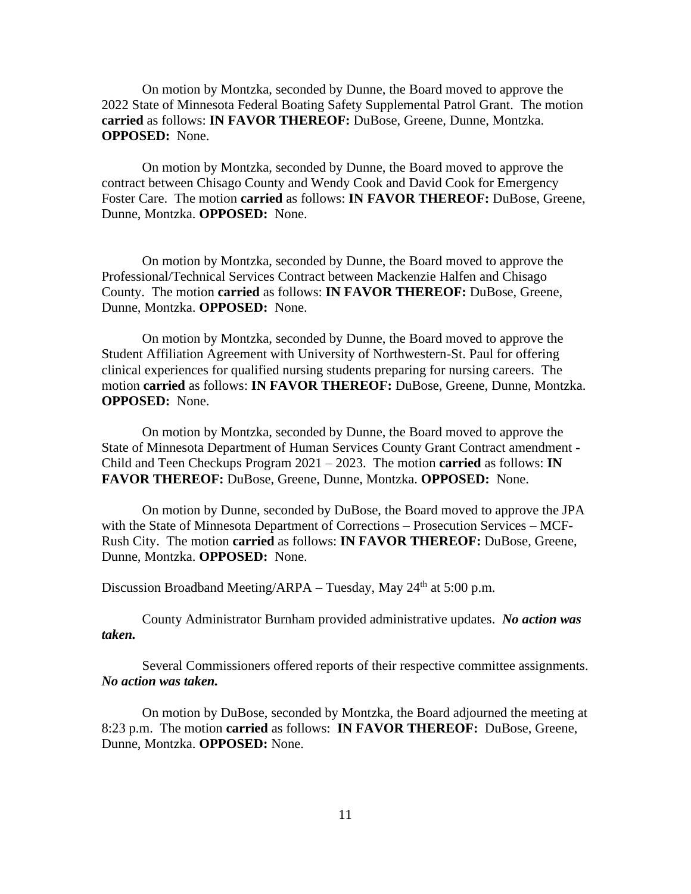On motion by Montzka, seconded by Dunne, the Board moved to approve the 2022 State of Minnesota Federal Boating Safety Supplemental Patrol Grant. The motion **carried** as follows: **IN FAVOR THEREOF:** DuBose, Greene, Dunne, Montzka. **OPPOSED:** None.

On motion by Montzka, seconded by Dunne, the Board moved to approve the contract between Chisago County and Wendy Cook and David Cook for Emergency Foster Care. The motion **carried** as follows: **IN FAVOR THEREOF:** DuBose, Greene, Dunne, Montzka. **OPPOSED:** None.

On motion by Montzka, seconded by Dunne, the Board moved to approve the Professional/Technical Services Contract between Mackenzie Halfen and Chisago County. The motion **carried** as follows: **IN FAVOR THEREOF:** DuBose, Greene, Dunne, Montzka. **OPPOSED:** None.

On motion by Montzka, seconded by Dunne, the Board moved to approve the Student Affiliation Agreement with University of Northwestern-St. Paul for offering clinical experiences for qualified nursing students preparing for nursing careers. The motion **carried** as follows: **IN FAVOR THEREOF:** DuBose, Greene, Dunne, Montzka. **OPPOSED:** None.

On motion by Montzka, seconded by Dunne, the Board moved to approve the State of Minnesota Department of Human Services County Grant Contract amendment - Child and Teen Checkups Program 2021 – 2023. The motion **carried** as follows: **IN FAVOR THEREOF:** DuBose, Greene, Dunne, Montzka. **OPPOSED:** None.

On motion by Dunne, seconded by DuBose, the Board moved to approve the JPA with the State of Minnesota Department of Corrections – Prosecution Services – MCF-Rush City. The motion **carried** as follows: **IN FAVOR THEREOF:** DuBose, Greene, Dunne, Montzka. **OPPOSED:** None.

Discussion Broadband Meeting/ARPA – Tuesday, May 24th at 5:00 p.m.

County Administrator Burnham provided administrative updates. ***No action was taken.***

Several Commissioners offered reports of their respective committee assignments. ***No action was taken.***

On motion by DuBose, seconded by Montzka, the Board adjourned the meeting at 8:23 p.m. The motion **carried** as follows: **IN FAVOR THEREOF:** DuBose, Greene, Dunne, Montzka. **OPPOSED:** None.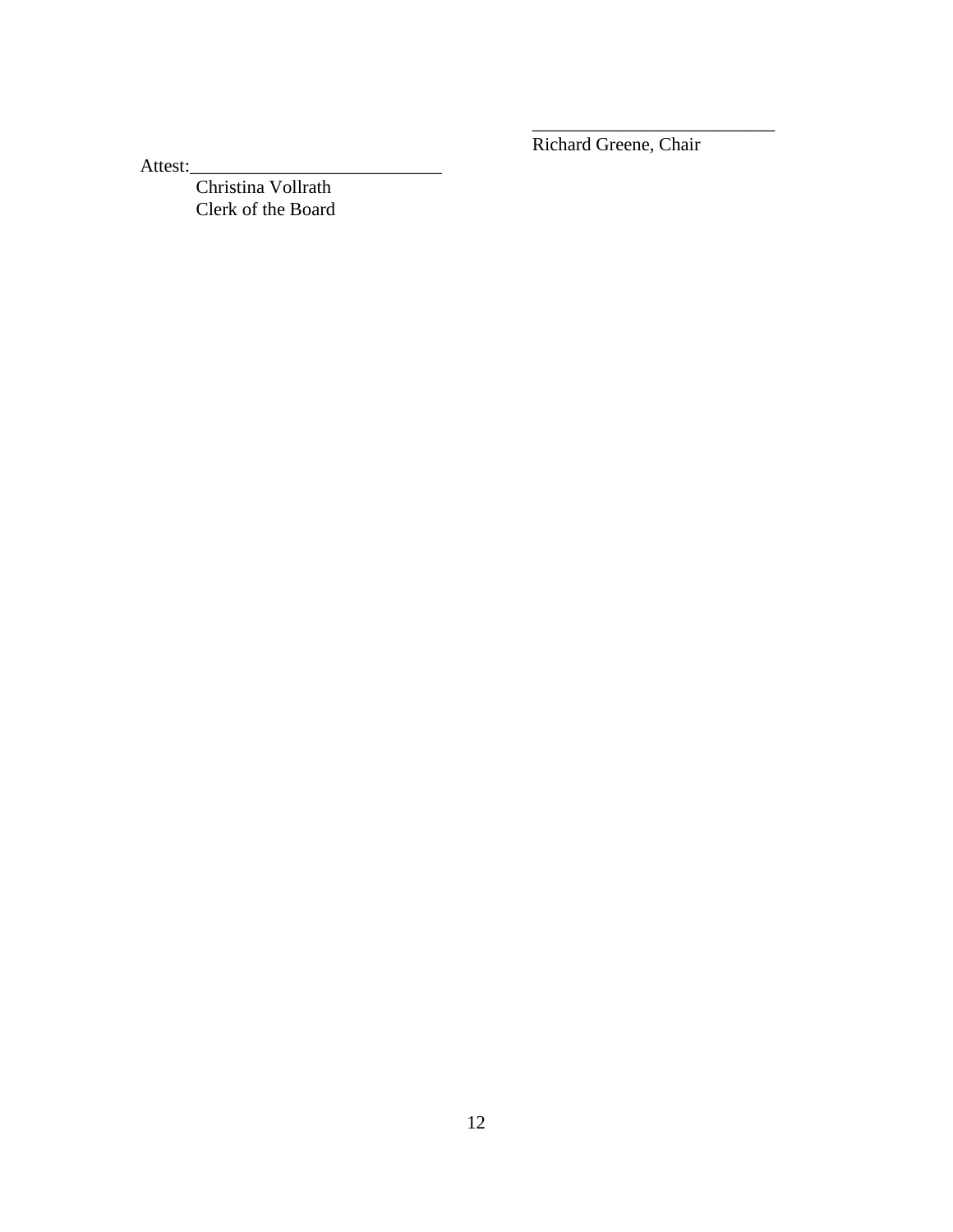\_\_\_\_\_\_\_\_\_\_\_\_\_\_\_\_\_\_\_\_\_\_\_\_\_\_\_

Richard Greene, Chair

Attest:\_\_\_\_\_\_\_\_\_\_\_\_\_\_\_\_\_\_\_\_\_\_\_\_\_\_\_

Christina Vollrath

Clerk of the Board